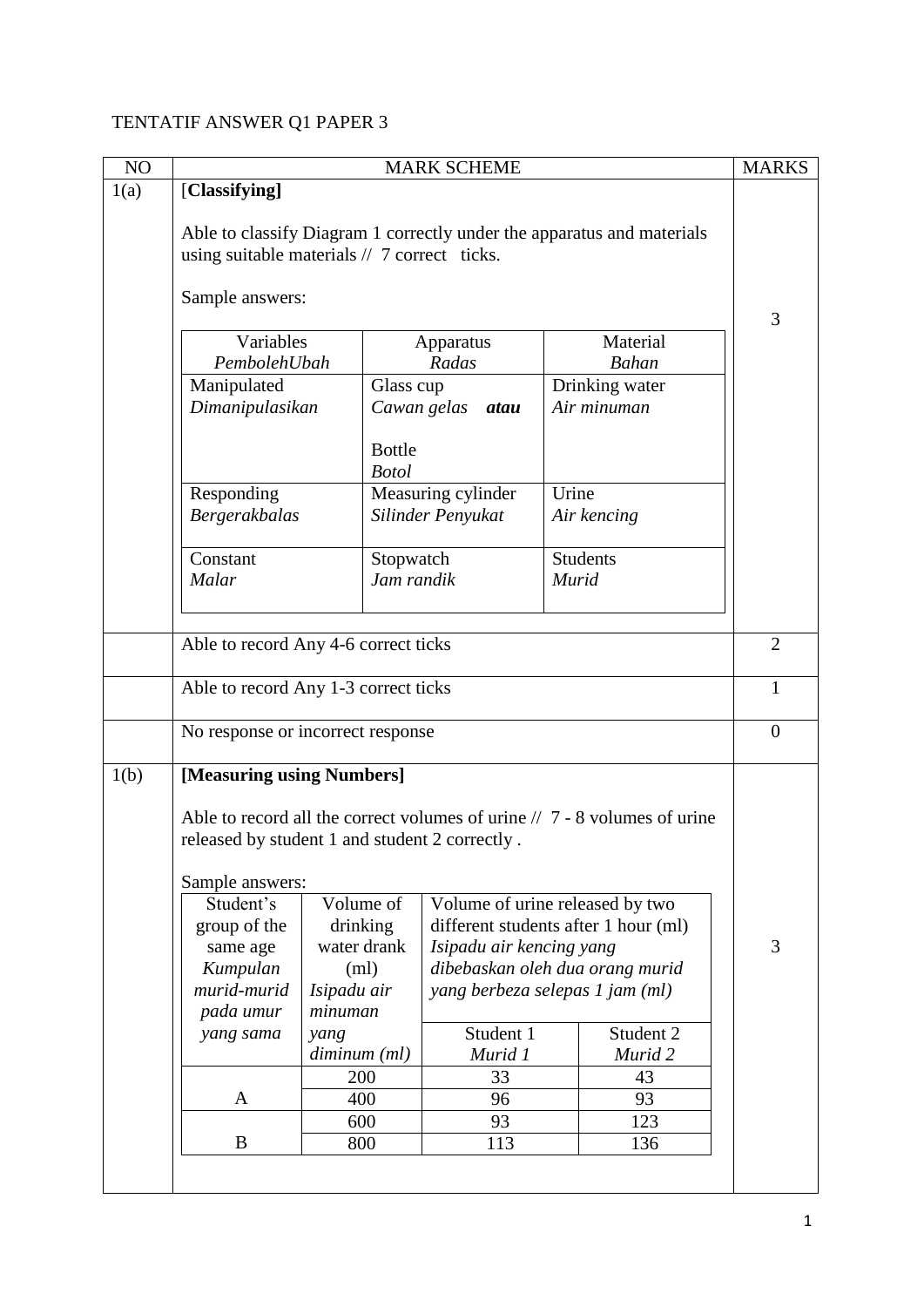TENTATIF ANSWER Q1 PAPER 3

| NO | MARK SCHEME | MARKS |
|---|---|---|
| 1(a) | **[Classifying]**<br><br>Able to classify Diagram 1 correctly under the apparatus and materials using suitable materials // 7 correct ticks.<br><br>Sample answers:<br><br>Variables / *PembolehUbah* — Apparatus / *Radas* — Material / *Bahan*<br>Manipulated / *Dimanipulasikan* — Glass cup / *Cawan gelas* ***atau*** Bottle / *Botol* — Drinking water / *Air minuman*<br>Responding / *Bergerakbalas* — Measuring cylinder / *Silinder Penyukat* — Urine / *Air kencing*<br>Constant / *Malar* — Stopwatch / *Jam randik* — Students / *Murid* | 3 |
| | Able to record Any 4-6 correct ticks | 2 |
| | Able to record Any 1-3 correct ticks | 1 |
| | No response or incorrect response | 0 |
| 1(b) | **[Measuring using Numbers]**<br><br>Able to record all the correct volumes of urine // 7 - 8 volumes of urine released by student 1 and student 2 correctly .<br><br>Sample answers: (see table below) | 3 |

| Variables *PembolehUbah* | Apparatus *Radas* | Material *Bahan* |
|---|---|---|
| Manipulated *Dimanipulasikan* | Glass cup *Cawan gelas* ***atau*** Bottle *Botol* | Drinking water *Air minuman* |
| Responding *Bergerakbalas* | Measuring cylinder *Silinder Penyukat* | Urine *Air kencing* |
| Constant *Malar* | Stopwatch *Jam randik* | Students *Murid* |

| Student's group of the same age *Kumpulan murid-murid pada umur yang sama* | Volume of drinking water drank (ml) *Isipadu air minuman yang diminum (ml)* | Volume of urine released by two different students after 1 hour (ml) *Isipadu air kencing yang dibebaskan oleh dua orang murid yang berbeza selepas 1 jam (ml)* | |
|---|---|---|---|
| | | Student 1 *Murid 1* | Student 2 *Murid 2* |
| A | 200 | 33 | 43 |
| | 400 | 96 | 93 |
| B | 600 | 93 | 123 |
| | 800 | 113 | 136 |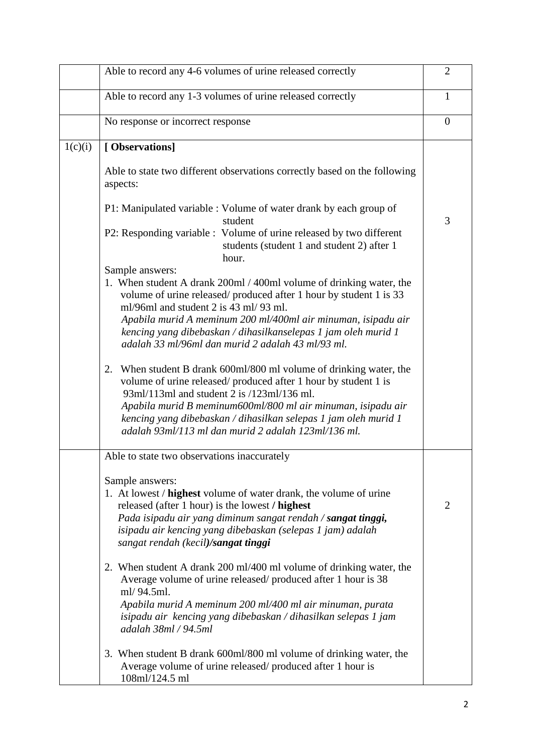| | | |
|---|---|---|
| | Able to record any 4-6 volumes of urine released correctly | 2 |
| | Able to record any 1-3 volumes of urine released correctly | 1 |
| | No response or incorrect response | 0 |
| 1(c)(i) | **[ Observations]**<br><br>Able to state two different observations correctly based on the following aspects:<br><br>P1: Manipulated variable : Volume of water drank by each group of student<br>P2: Responding variable : Volume of urine released by two different students (student 1 and student 2) after 1 hour.<br><br>Sample answers:<br>1. When student A drank 200ml / 400ml volume of drinking water, the volume of urine released/ produced after 1 hour by student 1 is 33 ml/96ml and student 2 is 43 ml/ 93 ml.<br>*Apabila murid A meminum 200 ml/400ml air minuman, isipadu air kencing yang dibebaskan / dihasilkanselepas 1 jam oleh murid 1 adalah 33 ml/96ml dan murid 2 adalah 43 ml/93 ml.*<br><br>2. When student B drank 600ml/800 ml volume of drinking water, the volume of urine released/ produced after 1 hour by student 1 is 93ml/113ml and student 2 is /123ml/136 ml.<br>*Apabila murid B meminum600ml/800 ml air minuman, isipadu air kencing yang dibebaskan / dihasilkan selepas 1 jam oleh murid 1 adalah 93ml/113 ml dan murid 2 adalah 123ml/136 ml.* | 3 |
| | Able to state two observations inaccurately<br><br>Sample answers:<br>1. At lowest / **highest** volume of water drank, the volume of urine released (after 1 hour) is the lowest **/ highest**<br>*Pada isipadu air yang diminum sangat rendah / **sangat tinggi,** isipadu air kencing yang dibebaskan (selepas 1 jam) adalah sangat rendah (kecil**)/sangat tinggi***<br><br>2. When student A drank 200 ml/400 ml volume of drinking water, the Average volume of urine released/ produced after 1 hour is 38 ml/ 94.5ml.<br>*Apabila murid A meminum 200 ml/400 ml air minuman, purata isipadu air kencing yang dibebaskan / dihasilkan selepas 1 jam adalah 38ml / 94.5ml*<br><br>3. When student B drank 600ml/800 ml volume of drinking water, the Average volume of urine released/ produced after 1 hour is 108ml/124.5 ml | 2 |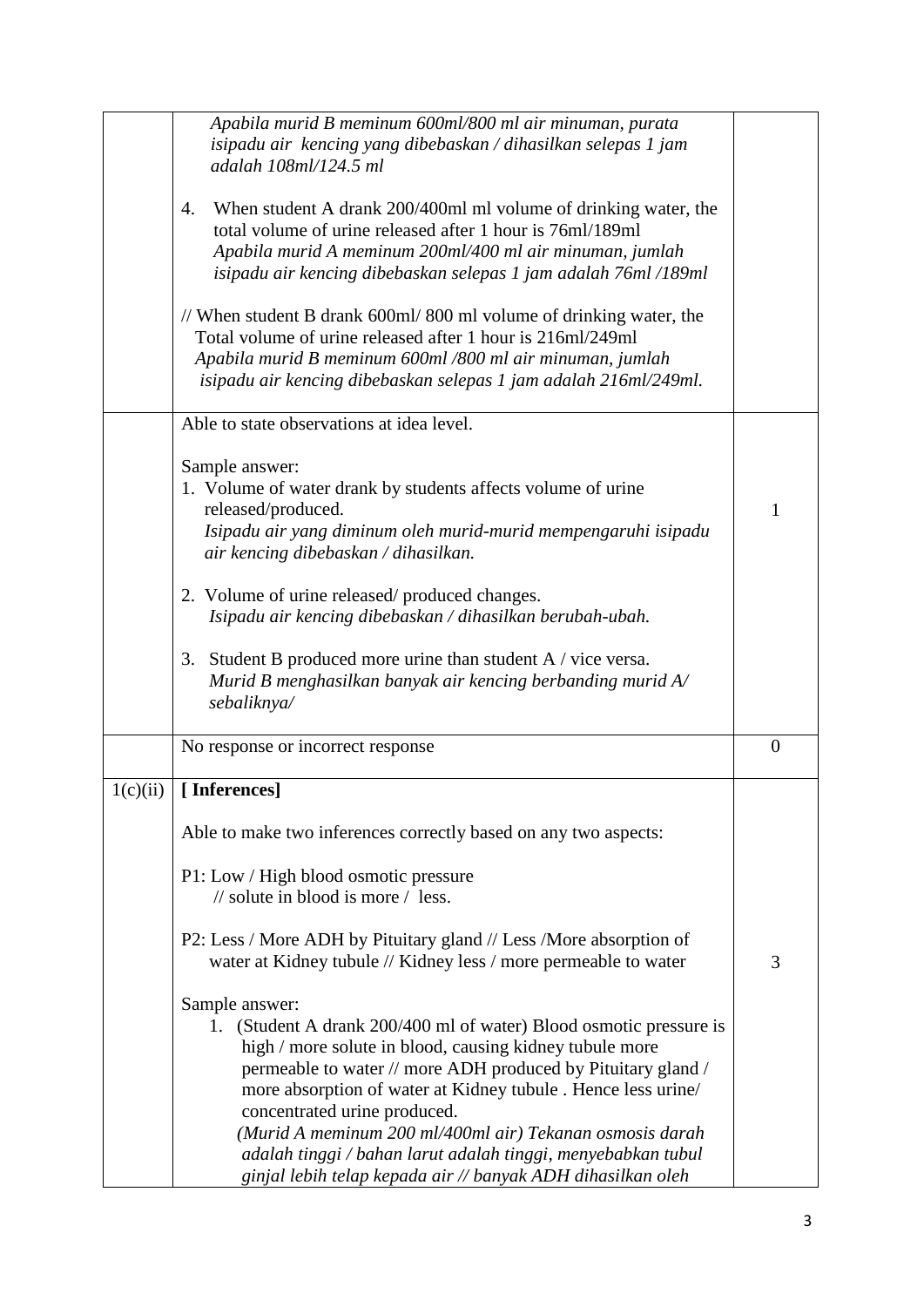| | | |
|---|---|---|
| | *Apabila murid B meminum 600ml/800 ml air minuman, purata isipadu air kencing yang dibebaskan / dihasilkan selepas 1 jam adalah 108ml/124.5 ml*<br><br>4. When student A drank 200/400ml ml volume of drinking water, the total volume of urine released after 1 hour is 76ml/189ml<br>*Apabila murid A meminum 200ml/400 ml air minuman, jumlah isipadu air kencing dibebaskan selepas 1 jam adalah 76ml /189ml*<br><br>// When student B drank 600ml/ 800 ml volume of drinking water, the Total volume of urine released after 1 hour is 216ml/249ml<br>*Apabila murid B meminum 600ml /800 ml air minuman, jumlah isipadu air kencing dibebaskan selepas 1 jam adalah 216ml/249ml.* | |
| | Able to state observations at idea level.<br><br>Sample answer:<br>1. Volume of water drank by students affects volume of urine released/produced.<br>*Isipadu air yang diminum oleh murid-murid mempengaruhi isipadu air kencing dibebaskan / dihasilkan.*<br><br>2. Volume of urine released/ produced changes.<br>*Isipadu air kencing dibebaskan / dihasilkan berubah-ubah.*<br><br>3. Student B produced more urine than student A / vice versa.<br>*Murid B menghasilkan banyak air kencing berbanding murid A/ sebaliknya/* | 1 |
| | No response or incorrect response | 0 |
| 1(c)(ii) | **[ Inferences]**<br><br>Able to make two inferences correctly based on any two aspects:<br><br>P1: Low / High blood osmotic pressure // solute in blood is more / less.<br><br>P2: Less / More ADH by Pituitary gland // Less /More absorption of water at Kidney tubule // Kidney less / more permeable to water<br><br>Sample answer:<br>1. (Student A drank 200/400 ml of water) Blood osmotic pressure is high / more solute in blood, causing kidney tubule more permeable to water // more ADH produced by Pituitary gland / more absorption of water at Kidney tubule . Hence less urine/ concentrated urine produced.<br>*(Murid A meminum 200 ml/400ml air) Tekanan osmosis darah adalah tinggi / bahan larut adalah tinggi, menyebabkan tubul ginjal lebih telap kepada air // banyak ADH dihasilkan oleh* | 3 |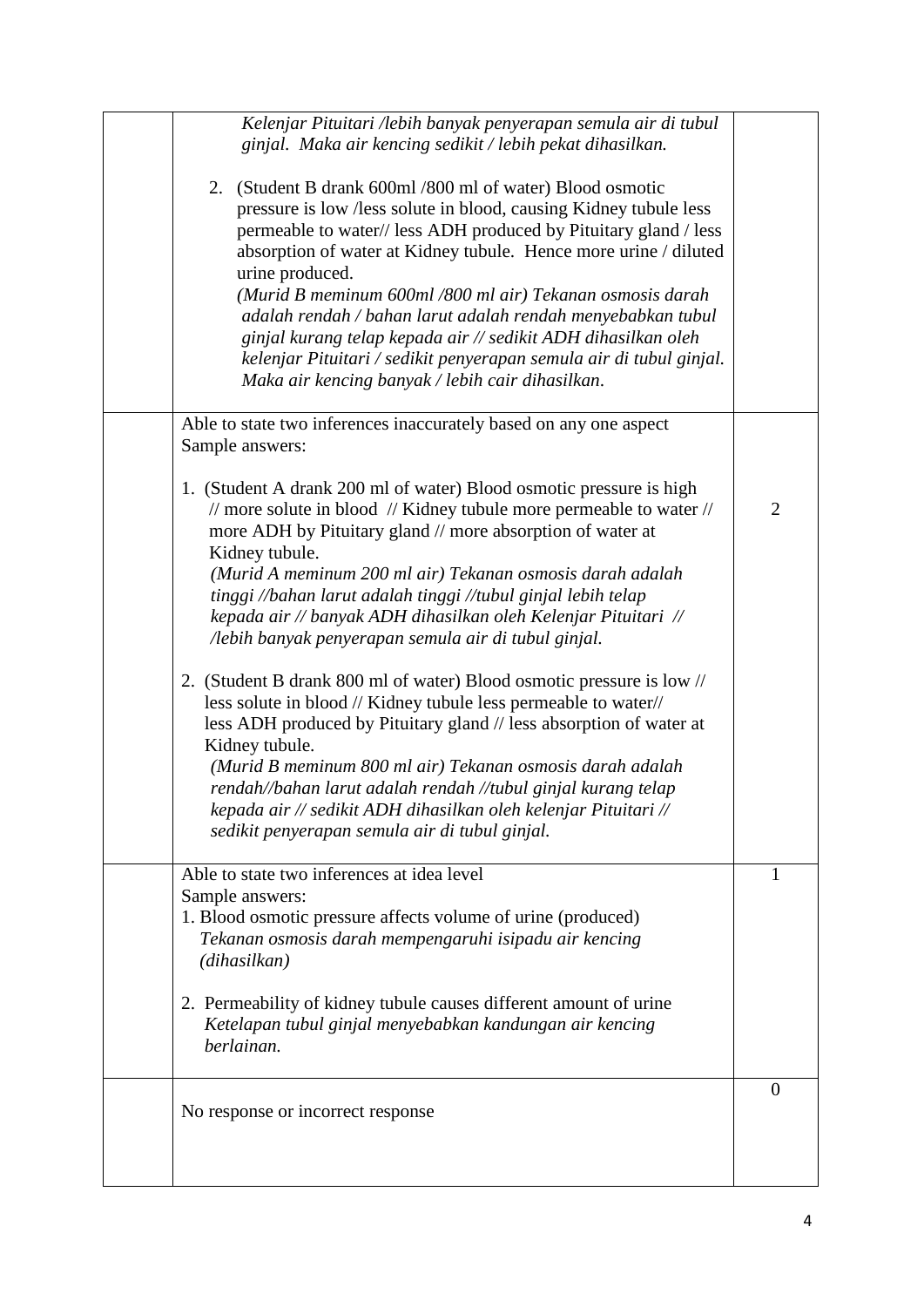| | | |
|---|---|---|
| | *Kelenjar Pituitari /lebih banyak penyerapan semula air di tubul ginjal. Maka air kencing sedikit / lebih pekat dihasilkan.*<br><br>2. (Student B drank 600ml /800 ml of water) Blood osmotic pressure is low /less solute in blood, causing Kidney tubule less permeable to water// less ADH produced by Pituitary gland / less absorption of water at Kidney tubule. Hence more urine / diluted urine produced.<br>*(Murid B meminum 600ml /800 ml air) Tekanan osmosis darah adalah rendah / bahan larut adalah rendah menyebabkan tubul ginjal kurang telap kepada air // sedikit ADH dihasilkan oleh kelenjar Pituitari / sedikit penyerapan semula air di tubul ginjal. Maka air kencing banyak / lebih cair dihasilkan.* | |
| | Able to state two inferences inaccurately based on any one aspect<br>Sample answers:<br><br>1. (Student A drank 200 ml of water) Blood osmotic pressure is high // more solute in blood // Kidney tubule more permeable to water // more ADH by Pituitary gland // more absorption of water at Kidney tubule.<br>*(Murid A meminum 200 ml air) Tekanan osmosis darah adalah tinggi //bahan larut adalah tinggi //tubul ginjal lebih telap kepada air // banyak ADH dihasilkan oleh Kelenjar Pituitari // /lebih banyak penyerapan semula air di tubul ginjal.*<br><br>2. (Student B drank 800 ml of water) Blood osmotic pressure is low // less solute in blood // Kidney tubule less permeable to water// less ADH produced by Pituitary gland // less absorption of water at Kidney tubule.<br>*(Murid B meminum 800 ml air) Tekanan osmosis darah adalah rendah//bahan larut adalah rendah //tubul ginjal kurang telap kepada air // sedikit ADH dihasilkan oleh kelenjar Pituitari // sedikit penyerapan semula air di tubul ginjal.* | 2 |
| | Able to state two inferences at idea level<br>Sample answers:<br>1. Blood osmotic pressure affects volume of urine (produced)<br>*Tekanan osmosis darah mempengaruhi isipadu air kencing (dihasilkan)*<br><br>2. Permeability of kidney tubule causes different amount of urine<br>*Ketelapan tubul ginjal menyebabkan kandungan air kencing berlainan.* | 1 |
| | No response or incorrect response | 0 |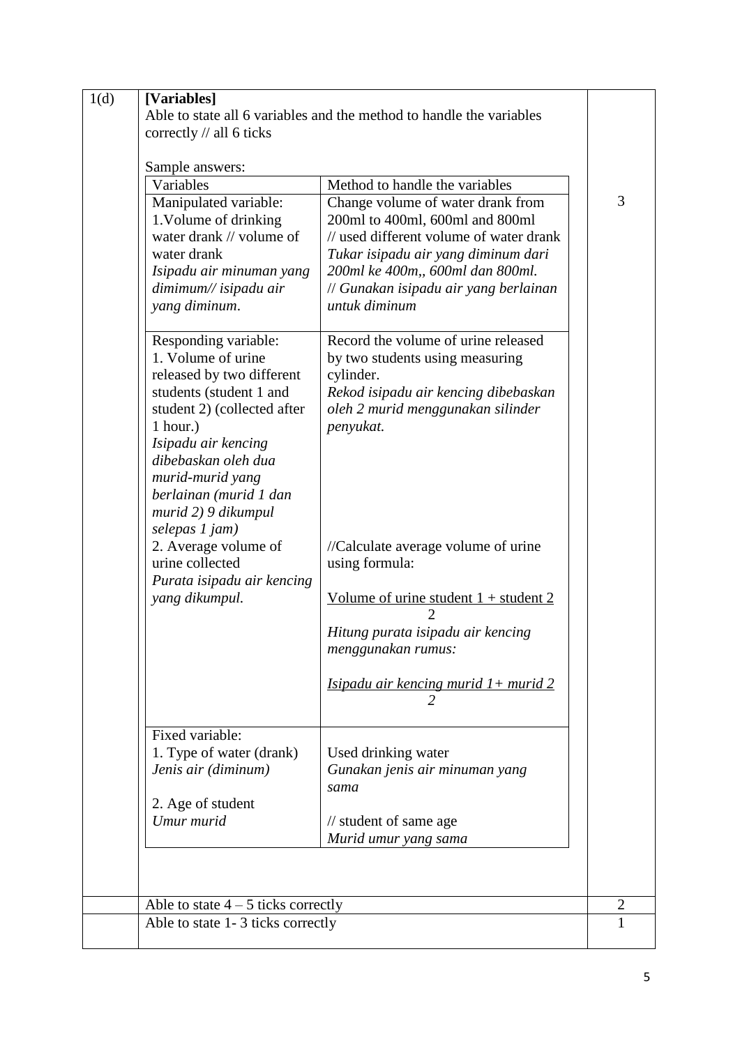| 1(d) | **[Variables]**<br>Able to state all 6 variables and the method to handle the variables correctly // all 6 ticks<br><br>Sample answers: | 3 |
|---|---|---|

| Variables | Method to handle the variables |
|---|---|
| Manipulated variable:<br>1.Volume of drinking water drank // volume of water drank<br>*Isipadu air minuman yang dimimum// isipadu air yang diminum.* | Change volume of water drank from 200ml to 400ml, 600ml and 800ml // used different volume of water drank<br>*Tukar isipadu air yang diminum dari 200ml ke 400m,, 600ml dan 800ml.*<br>*// Gunakan isipadu air yang berlainan untuk diminum* |
| Responding variable:<br>1. Volume of urine released by two different students (student 1 and student 2) (collected after 1 hour.)<br>*Isipadu air kencing dibebaskan oleh dua murid-murid yang berlainan (murid 1 dan murid 2) 9 dikumpul selepas 1 jam)*<br>2. Average volume of urine collected<br>*Purata isipadu air kencing yang dikumpul.* | Record the volume of urine released by two students using measuring cylinder.<br>*Rekod isipadu air kencing dibebaskan oleh 2 murid menggunakan silinder penyukat.*<br><br>//Calculate average volume of urine using formula:<br>$\frac{\text{Volume of urine student } 1 + \text{student } 2}{2}$<br>*Hitung purata isipadu air kencing menggunakan rumus:*<br>$\frac{\textit{Isipadu air kencing murid } 1 + \textit{murid } 2}{2}$ |
| Fixed variable:<br>1. Type of water (drank)<br>*Jenis air (diminum)*<br><br>2. Age of student<br>*Umur murid* | Used drinking water<br>*Gunakan jenis air minuman yang sama*<br><br>// student of same age<br>*Murid umur yang sama* |

| | | |
|---|---|---|
| | Able to state 4 – 5 ticks correctly | 2 |
| | Able to state 1- 3 ticks correctly | 1 |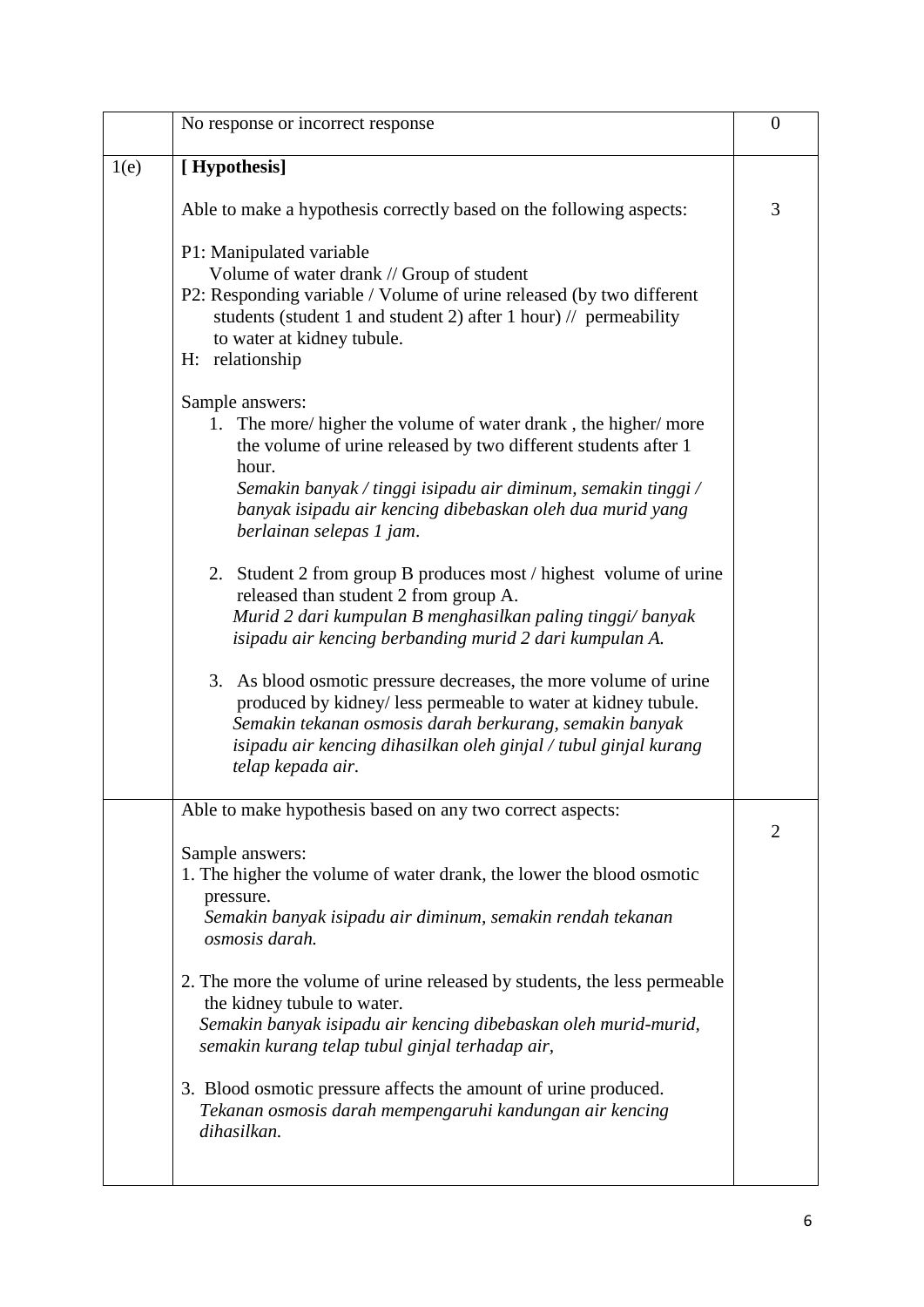| | | |
|---|---|---|
| | No response or incorrect response | 0 |
| 1(e) | **[ Hypothesis]**<br><br>Able to make a hypothesis correctly based on the following aspects:<br><br>P1: Manipulated variable<br>Volume of water drank // Group of student<br>P2: Responding variable / Volume of urine released (by two different students (student 1 and student 2) after 1 hour) // permeability to water at kidney tubule.<br>H: relationship<br><br>Sample answers:<br>1. The more/ higher the volume of water drank , the higher/ more the volume of urine released by two different students after 1 hour.<br>*Semakin banyak / tinggi isipadu air diminum, semakin tinggi / banyak isipadu air kencing dibebaskan oleh dua murid yang berlainan selepas 1 jam*.<br><br>2. Student 2 from group B produces most / highest volume of urine released than student 2 from group A.<br>*Murid 2 dari kumpulan B menghasilkan paling tinggi/ banyak isipadu air kencing berbanding murid 2 dari kumpulan A.*<br><br>3. As blood osmotic pressure decreases, the more volume of urine produced by kidney/ less permeable to water at kidney tubule.<br>*Semakin tekanan osmosis darah berkurang, semakin banyak isipadu air kencing dihasilkan oleh ginjal / tubul ginjal kurang telap kepada air.* | 3 |
| | Able to make hypothesis based on any two correct aspects:<br><br>Sample answers:<br>1. The higher the volume of water drank, the lower the blood osmotic pressure.<br>*Semakin banyak isipadu air diminum, semakin rendah tekanan osmosis darah.*<br><br>2. The more the volume of urine released by students, the less permeable the kidney tubule to water.<br>*Semakin banyak isipadu air kencing dibebaskan oleh murid-murid, semakin kurang telap tubul ginjal terhadap air,*<br><br>3. Blood osmotic pressure affects the amount of urine produced.<br>*Tekanan osmosis darah mempengaruhi kandungan air kencing dihasilkan.* | 2 |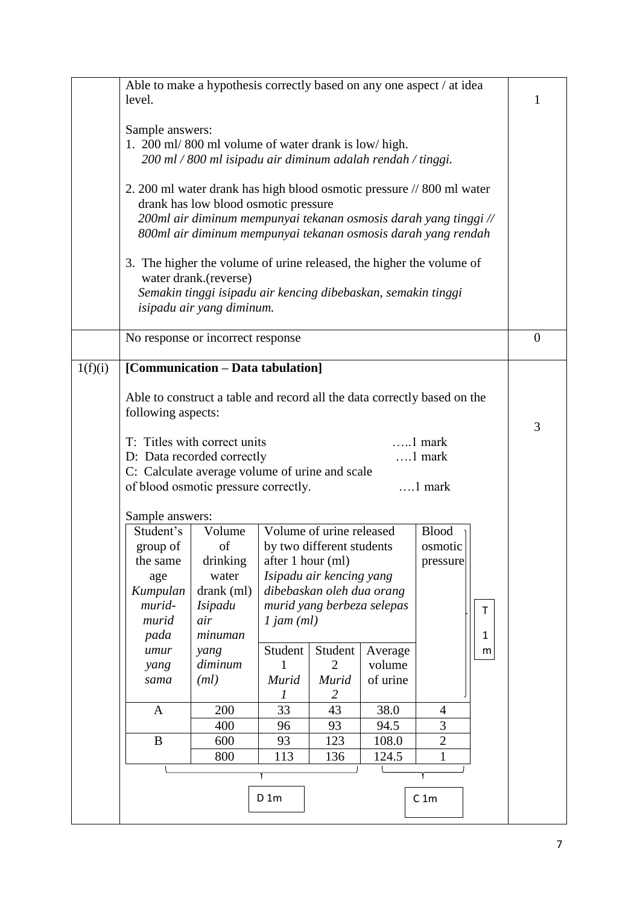| | | |
|---|---|---|
| | Able to make a hypothesis correctly based on any one aspect / at idea level.<br><br>Sample answers:<br>1. 200 ml/ 800 ml volume of water drank is low/ high.<br>*200 ml / 800 ml isipadu air diminum adalah rendah / tinggi.*<br><br>2. 200 ml water drank has high blood osmotic pressure // 800 ml water drank has low blood osmotic pressure<br>*200ml air diminum mempunyai tekanan osmosis darah yang tinggi // 800ml air diminum mempunyai tekanan osmosis darah yang rendah*<br><br>3. The higher the volume of urine released, the higher the volume of water drank.(reverse)<br>*Semakin tinggi isipadu air kencing dibebaskan, semakin tinggi isipadu air yang diminum.* | 1 |
| | No response or incorrect response | 0 |
| 1(f)(i) | **[Communication – Data tabulation]**<br><br>Able to construct a table and record all the data correctly based on the following aspects:<br><br>T: Titles with correct units …..1 mark<br>D: Data recorded correctly ….1 mark<br>C: Calculate average volume of urine and scale of blood osmotic pressure correctly. ….1 mark<br><br>Sample answers: | 3 |

| Student's group of the same age *Kumpulan murid-murid pada umur yang sama* | Volume of drinking water drank (ml) *Isipadu air minuman yang diminum (ml)* | Volume of urine released by two different students after 1 hour (ml) *Isipadu air kencing yang dibebaskan oleh dua orang murid yang berbeza selepas 1 jam (ml)* | | | Blood osmotic pressure |
|---|---|---|---|---|---|
| | | Student 1 *Murid 1* | Student 2 *Murid 2* | Average volume of urine | |
| A | 200 | 33 | 43 | 38.0 | 4 |
| | 400 | 96 | 93 | 94.5 | 3 |
| B | 600 | 93 | 123 | 108.0 | 2 |
| | 800 | 113 | 136 | 124.5 | 1 |

T 1m (headers)

D 1m (Student's group to Student 2 columns)

C 1m (Average volume of urine and Blood osmotic pressure columns)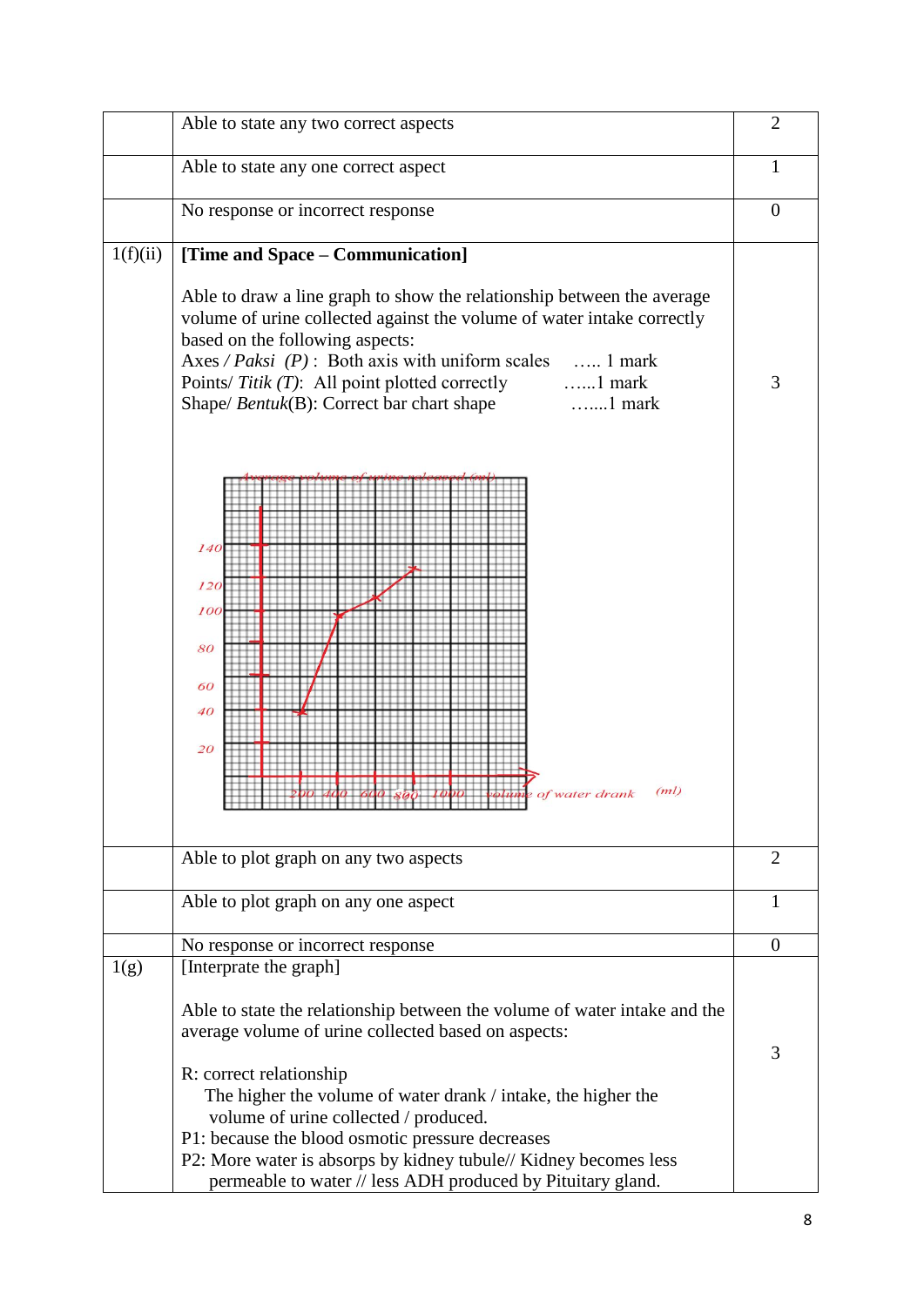| | | |
|---|---|---|
| | Able to state any two correct aspects | 2 |
| | Able to state any one correct aspect | 1 |
| | No response or incorrect response | 0 |
| 1(f)(ii) | **[Time and Space – Communication]**<br><br>Able to draw a line graph to show the relationship between the average volume of urine collected against the volume of water intake correctly based on the following aspects:<br>Axes / *Paksi* (*P*) : Both axis with uniform scales ….. 1 mark<br>Points/ *Titik* (*T*): All point plotted correctly …...1 mark<br>Shape/ *Bentuk*(B): Correct bar chart shape …....1 mark<br><br>Average volume of urine released (ml)<br>140, 120, 100, 80, 60, 40, 20<br>200 400 600 800 1000 volume of water drank (ml) | 3 |
| | Able to plot graph on any two aspects | 2 |
| | Able to plot graph on any one aspect | 1 |
| | No response or incorrect response | 0 |
| 1(g) | [Interprate the graph]<br><br>Able to state the relationship between the volume of water intake and the average volume of urine collected based on aspects:<br><br>R: correct relationship<br>The higher the volume of water drank / intake, the higher the volume of urine collected / produced.<br>P1: because the blood osmotic pressure decreases<br>P2: More water is absorps by kidney tubule// Kidney becomes less permeable to water // less ADH produced by Pituitary gland. | 3 |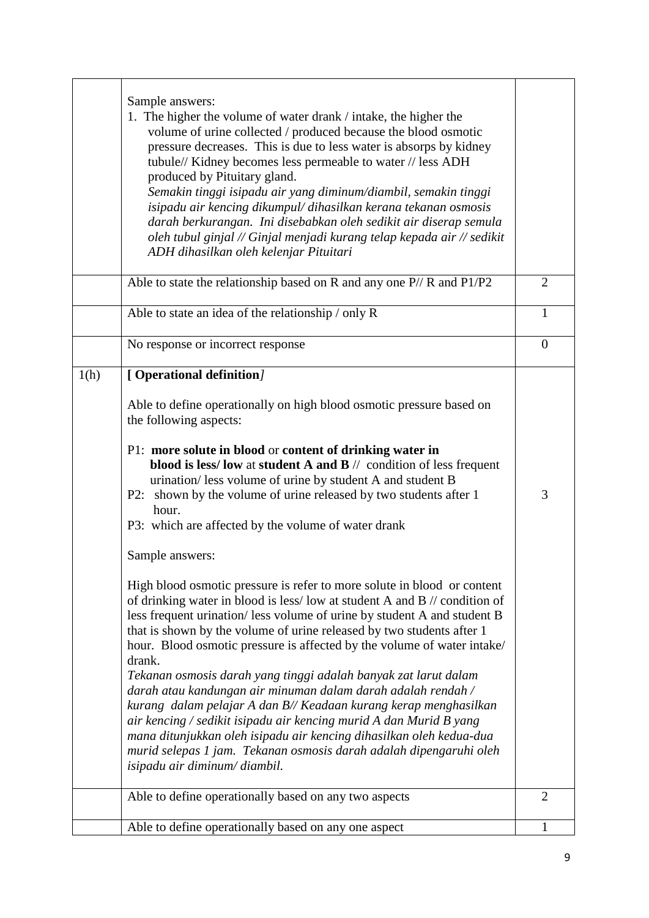| | | |
|---|---|---|
| | Sample answers:<br>1. The higher the volume of water drank / intake, the higher the volume of urine collected / produced because the blood osmotic pressure decreases. This is due to less water is absorps by kidney tubule// Kidney becomes less permeable to water // less ADH produced by Pituitary gland.<br>*Semakin tinggi isipadu air yang diminum/diambil, semakin tinggi isipadu air kencing dikumpul/ dihasilkan kerana tekanan osmosis darah berkurangan. Ini disebabkan oleh sedikit air diserap semula oleh tubul ginjal // Ginjal menjadi kurang telap kepada air // sedikit ADH dihasilkan oleh kelenjar Pituitari* | |
| | Able to state the relationship based on R and any one P// R and P1/P2 | 2 |
| | Able to state an idea of the relationship / only R | 1 |
| | No response or incorrect response | 0 |
| 1(h) | **[ Operational definition***]*<br><br>Able to define operationally on high blood osmotic pressure based on the following aspects:<br><br>P1: **more solute in blood** or **content of drinking water in blood is less/ low** at **student A and B** // condition of less frequent urination/ less volume of urine by student A and student B<br>P2: shown by the volume of urine released by two students after 1 hour.<br>P3: which are affected by the volume of water drank<br><br>Sample answers:<br><br>High blood osmotic pressure is refer to more solute in blood or content of drinking water in blood is less/ low at student A and B // condition of less frequent urination/ less volume of urine by student A and student B that is shown by the volume of urine released by two students after 1 hour. Blood osmotic pressure is affected by the volume of water intake/ drank.<br>*Tekanan osmosis darah yang tinggi adalah banyak zat larut dalam darah atau kandungan air minuman dalam darah adalah rendah / kurang dalam pelajar A dan B// Keadaan kurang kerap menghasilkan air kencing / sedikit isipadu air kencing murid A dan Murid B yang mana ditunjukkan oleh isipadu air kencing dihasilkan oleh kedua-dua murid selepas 1 jam. Tekanan osmosis darah adalah dipengaruhi oleh isipadu air diminum/ diambil.* | 3 |
| | Able to define operationally based on any two aspects | 2 |
| | Able to define operationally based on any one aspect | 1 |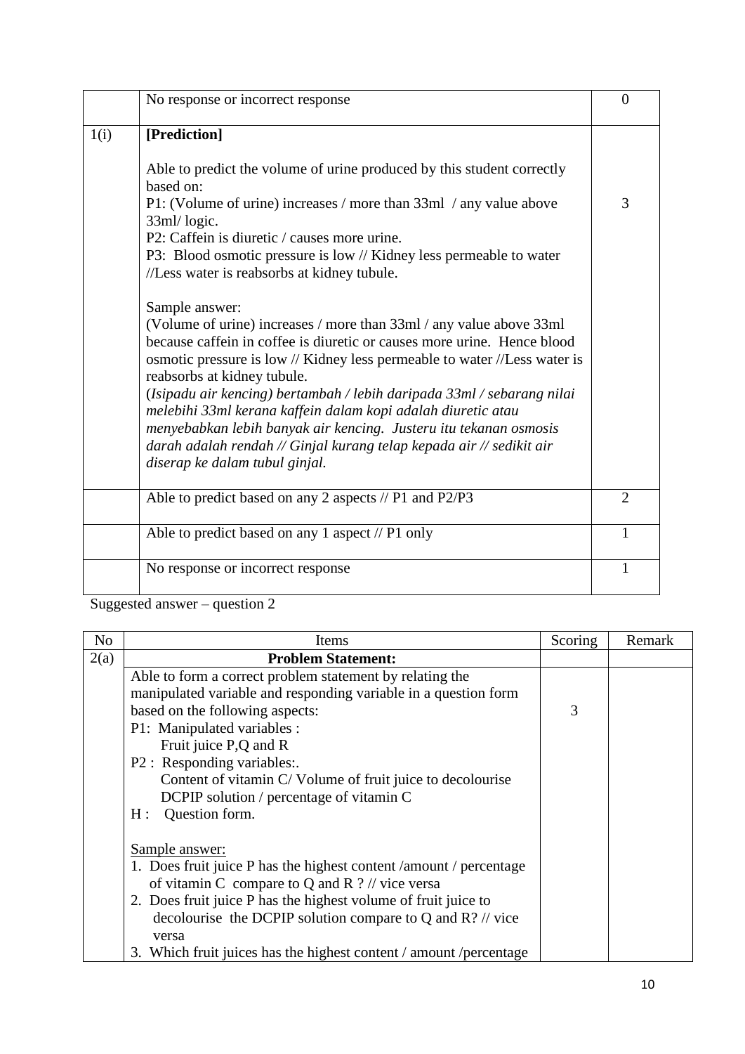| | | |
|---|---|---|
| | No response or incorrect response | 0 |
| 1(i) | **[Prediction]**<br><br>Able to predict the volume of urine produced by this student correctly based on:<br>P1: (Volume of urine) increases / more than 33ml / any value above 33ml/ logic.<br>P2: Caffein is diuretic / causes more urine.<br>P3: Blood osmotic pressure is low // Kidney less permeable to water //Less water is reabsorbs at kidney tubule.<br><br>Sample answer:<br>(Volume of urine) increases / more than 33ml / any value above 33ml because caffein in coffee is diuretic or causes more urine. Hence blood osmotic pressure is low // Kidney less permeable to water //Less water is reabsorbs at kidney tubule.<br>*(Isipadu air kencing) bertambah / lebih daripada 33ml / sebarang nilai melebihi 33ml kerana kaffein dalam kopi adalah diuretic atau menyebabkan lebih banyak air kencing. Justeru itu tekanan osmosis darah adalah rendah // Ginjal kurang telap kepada air // sedikit air diserap ke dalam tubul ginjal.* | 3 |
| | Able to predict based on any 2 aspects // P1 and P2/P3 | 2 |
| | Able to predict based on any 1 aspect // P1 only | 1 |
| | No response or incorrect response | 1 |

Suggested answer – question 2

| No | Items | Scoring | Remark |
|---|---|---|---|
| 2(a) | **Problem Statement:** | | |
| | Able to form a correct problem statement by relating the manipulated variable and responding variable in a question form based on the following aspects:<br>P1: Manipulated variables :<br>Fruit juice P,Q and R<br>P2 : Responding variables:.<br>Content of vitamin C/ Volume of fruit juice to decolourise DCPIP solution / percentage of vitamin C<br>H : Question form.<br><br><u>Sample answer:</u><br>1. Does fruit juice P has the highest content /amount / percentage of vitamin C compare to Q and R ? // vice versa<br>2. Does fruit juice P has the highest volume of fruit juice to decolourise the DCPIP solution compare to Q and R? // vice versa<br>3. Which fruit juices has the highest content / amount /percentage | 3 | |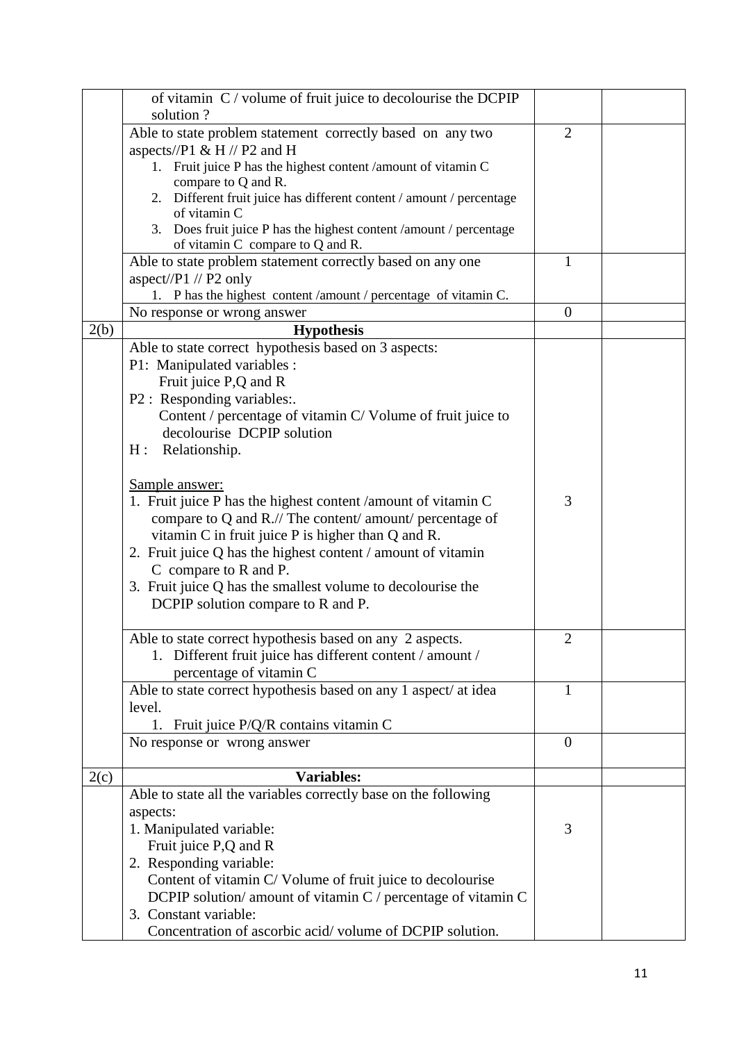| | | | |
|---|---|---|---|
| | of vitamin C / volume of fruit juice to decolourise the DCPIP solution ? | | |
| | Able to state problem statement correctly based on any two aspects//P1 & H // P2 and H<br>1. Fruit juice P has the highest content /amount of vitamin C compare to Q and R.<br>2. Different fruit juice has different content / amount / percentage of vitamin C<br>3. Does fruit juice P has the highest content /amount / percentage of vitamin C compare to Q and R. | 2 | |
| | Able to state problem statement correctly based on any one aspect//P1 // P2 only<br>1. P has the highest content /amount / percentage of vitamin C. | 1 | |
| | No response or wrong answer | 0 | |
| 2(b) | **Hypothesis** | | |
| | Able to state correct hypothesis based on 3 aspects:<br>P1: Manipulated variables :<br>Fruit juice P,Q and R<br>P2 : Responding variables:.<br>Content / percentage of vitamin C/ Volume of fruit juice to decolourise DCPIP solution<br>H : Relationship.<br><br><u>Sample answer:</u><br>1. Fruit juice P has the highest content /amount of vitamin C compare to Q and R.// The content/ amount/ percentage of vitamin C in fruit juice P is higher than Q and R.<br>2. Fruit juice Q has the highest content / amount of vitamin C compare to R and P.<br>3. Fruit juice Q has the smallest volume to decolourise the DCPIP solution compare to R and P. | 3 | |
| | Able to state correct hypothesis based on any 2 aspects.<br>1. Different fruit juice has different content / amount / percentage of vitamin C | 2 | |
| | Able to state correct hypothesis based on any 1 aspect/ at idea level.<br>1. Fruit juice P/Q/R contains vitamin C | 1 | |
| | No response or wrong answer | 0 | |
| 2(c) | **Variables:** | | |
| | Able to state all the variables correctly base on the following aspects:<br>1. Manipulated variable:<br>Fruit juice P,Q and R<br>2. Responding variable:<br>Content of vitamin C/ Volume of fruit juice to decolourise DCPIP solution/ amount of vitamin C / percentage of vitamin C<br>3. Constant variable:<br>Concentration of ascorbic acid/ volume of DCPIP solution. | 3 | |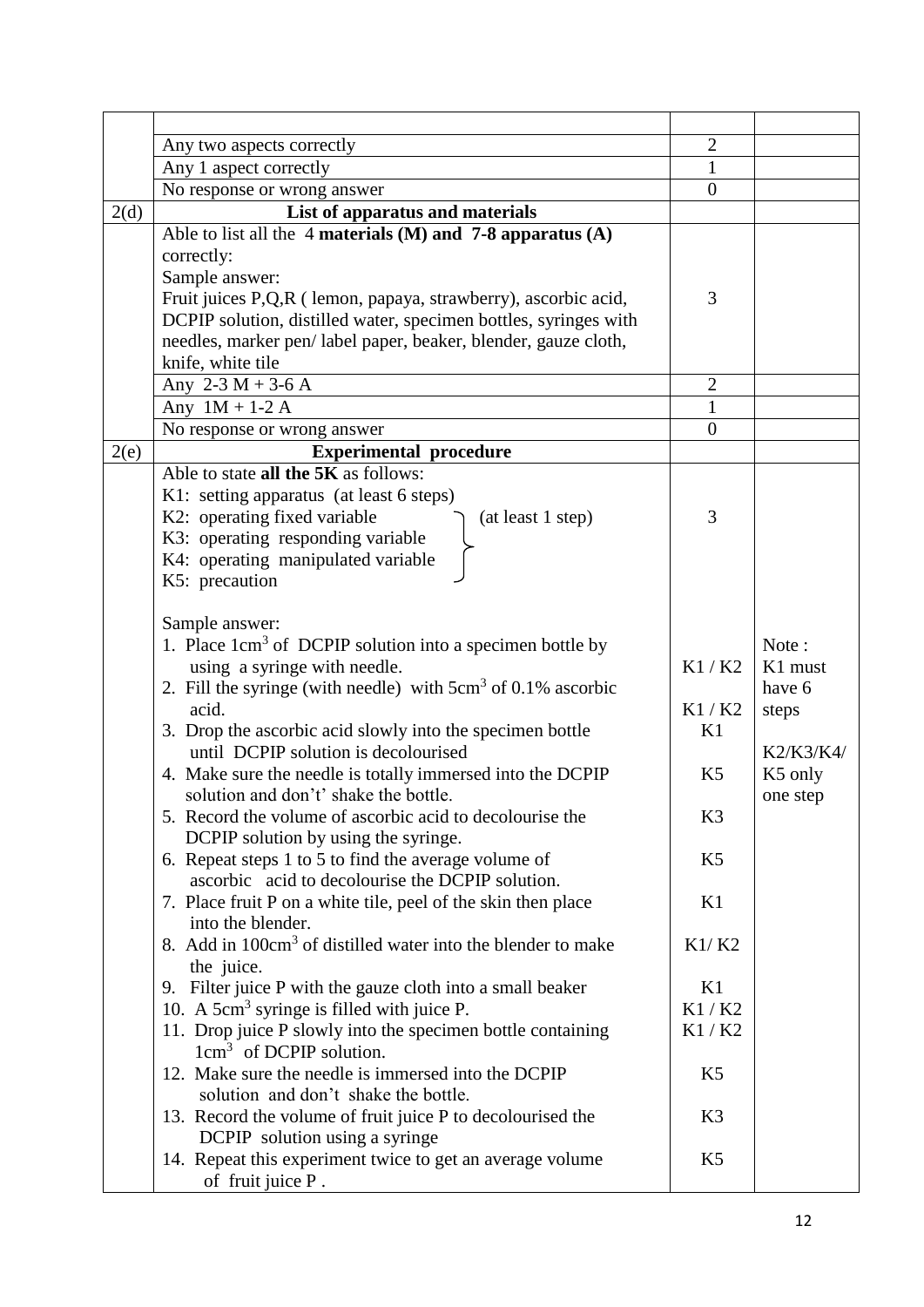| | | | |
|---|---|---|---|
| | | | |
| | Any two aspects correctly | 2 | |
| | Any 1 aspect correctly | 1 | |
| | No response or wrong answer | 0 | |
| 2(d) | **List of apparatus and materials** | | |
| | Able to list all the 4 **materials (M) and 7-8 apparatus (A)** correctly:<br>Sample answer:<br>Fruit juices P,Q,R ( lemon, papaya, strawberry), ascorbic acid, DCPIP solution, distilled water, specimen bottles, syringes with needles, marker pen/ label paper, beaker, blender, gauze cloth, knife, white tile | 3 | |
| | Any 2-3 M + 3-6 A | 2 | |
| | Any 1M + 1-2 A | 1 | |
| | No response or wrong answer | 0 | |
| 2(e) | **Experimental procedure** | | |
| | Able to state **all the 5K** as follows:<br>K1: setting apparatus (at least 6 steps)<br>K2: operating fixed variable (at least 1 step)<br>K3: operating responding variable (at least 1 step)<br>K4: operating manipulated variable (at least 1 step)<br>K5: precaution (at least 1 step) | 3 | |
| | Sample answer: | | |
| | 1. Place $1cm^3$ of DCPIP solution into a specimen bottle by using a syringe with needle. | K1 / K2 | Note :<br>K1 must have 6 steps<br><br>K2/K3/K4/ K5 only one step |
| | 2. Fill the syringe (with needle) with $5cm^3$ of 0.1% ascorbic acid. | K1 / K2 | |
| | 3. Drop the ascorbic acid slowly into the specimen bottle until DCPIP solution is decolourised | K1 | |
| | 4. Make sure the needle is totally immersed into the DCPIP solution and don't' shake the bottle. | K5 | |
| | 5. Record the volume of ascorbic acid to decolourise the DCPIP solution by using the syringe. | K3 | |
| | 6. Repeat steps 1 to 5 to find the average volume of ascorbic acid to decolourise the DCPIP solution. | K5 | |
| | 7. Place fruit P on a white tile, peel of the skin then place into the blender. | K1 | |
| | 8. Add in $100cm^3$ of distilled water into the blender to make the juice. | K1/ K2 | |
| | 9. Filter juice P with the gauze cloth into a small beaker | K1 | |
| | 10. A $5cm^3$ syringe is filled with juice P. | K1 / K2 | |
| | 11. Drop juice P slowly into the specimen bottle containing $1cm^3$ of DCPIP solution. | K1 / K2 | |
| | 12. Make sure the needle is immersed into the DCPIP solution and don't shake the bottle. | K5 | |
| | 13. Record the volume of fruit juice P to decolourised the DCPIP solution using a syringe | K3 | |
| | 14. Repeat this experiment twice to get an average volume of fruit juice P . | K5 | |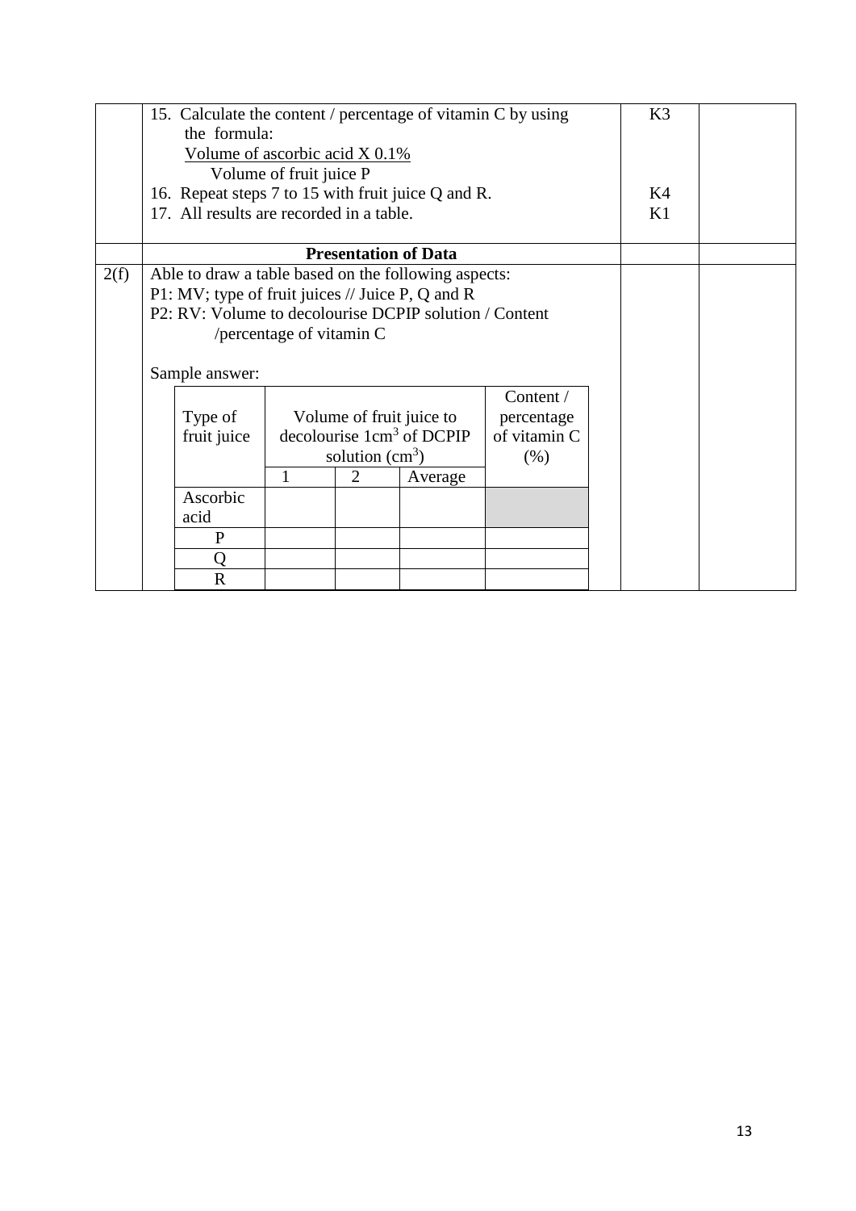| | | | |
|---|---|---|---|
| | 15. Calculate the content / percentage of vitamin C by using the formula: $\frac{\text{Volume of ascorbic acid X 0.1\%}}{\text{Volume of fruit juice P}}$ | K3 | |
| | 16. Repeat steps 7 to 15 with fruit juice Q and R. | K4 | |
| | 17. All results are recorded in a table. | K1 | |
| | **Presentation of Data** | | |
| 2(f) | Able to draw a table based on the following aspects:<br>P1: MV; type of fruit juices // Juice P, Q and R<br>P2: RV: Volume to decolourise DCPIP solution / Content /percentage of vitamin C<br><br>Sample answer: | | |

| Type of fruit juice | Volume of fruit juice to decolourise 1cm$^3$ of DCPIP solution (cm$^3$) | | | Content / percentage of vitamin C (%) |
|---|---|---|---|---|
| | 1 | 2 | Average | |
| Ascorbic acid | | | | |
| P | | | | |
| Q | | | | |
| R | | | | |